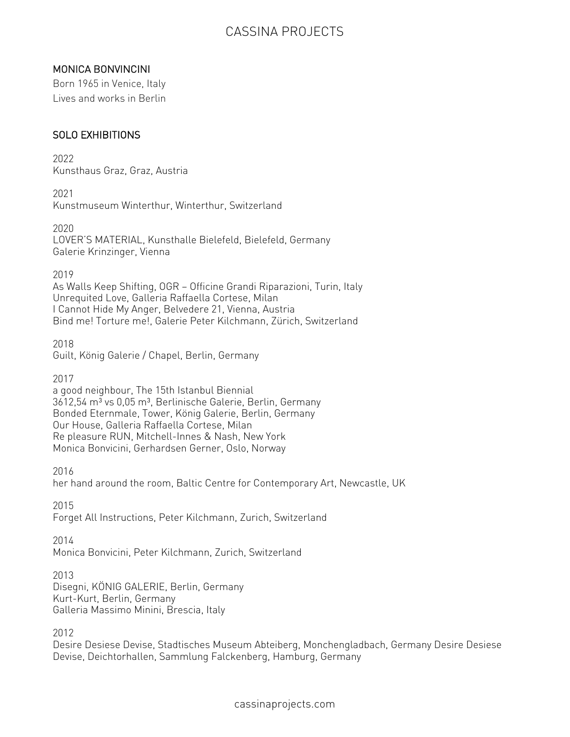# CASSINA PROJECTS

## MONICA BONVINCINI

Born 1965 in Venice, Italy
Lives and works in Berlin

## SOLO EXHIBITIONS

2022
Kunsthaus Graz, Graz, Austria

2021
Kunstmuseum Winterthur, Winterthur, Switzerland

2020
LOVER'S MATERIAL, Kunsthalle Bielefeld, Bielefeld, Germany
Galerie Krinzinger, Vienna

2019
As Walls Keep Shifting, OGR – Officine Grandi Riparazioni, Turin, Italy
Unrequited Love, Galleria Raffaella Cortese, Milan
I Cannot Hide My Anger, Belvedere 21, Vienna, Austria
Bind me! Torture me!, Galerie Peter Kilchmann, Zürich, Switzerland

2018
Guilt, König Galerie / Chapel, Berlin, Germany

2017
a good neighbour, The 15th Istanbul Biennial
3612,54 m³ vs 0,05 m³, Berlinische Galerie, Berlin, Germany
Bonded Eternmale, Tower, König Galerie, Berlin, Germany
Our House, Galleria Raffaella Cortese, Milan
Re pleasure RUN, Mitchell-Innes & Nash, New York
Monica Bonvicini, Gerhardsen Gerner, Oslo, Norway

2016
her hand around the room, Baltic Centre for Contemporary Art, Newcastle, UK

2015
Forget All Instructions, Peter Kilchmann, Zurich, Switzerland

2014
Monica Bonvicini, Peter Kilchmann, Zurich, Switzerland

2013
Disegni, KÖNIG GALERIE, Berlin, Germany
Kurt-Kurt, Berlin, Germany
Galleria Massimo Minini, Brescia, Italy

2012
Desire Desiese Devise, Stadtisches Museum Abteiberg, Monchengladbach, Germany Desire Desiese Devise, Deichtorhallen, Sammlung Falckenberg, Hamburg, Germany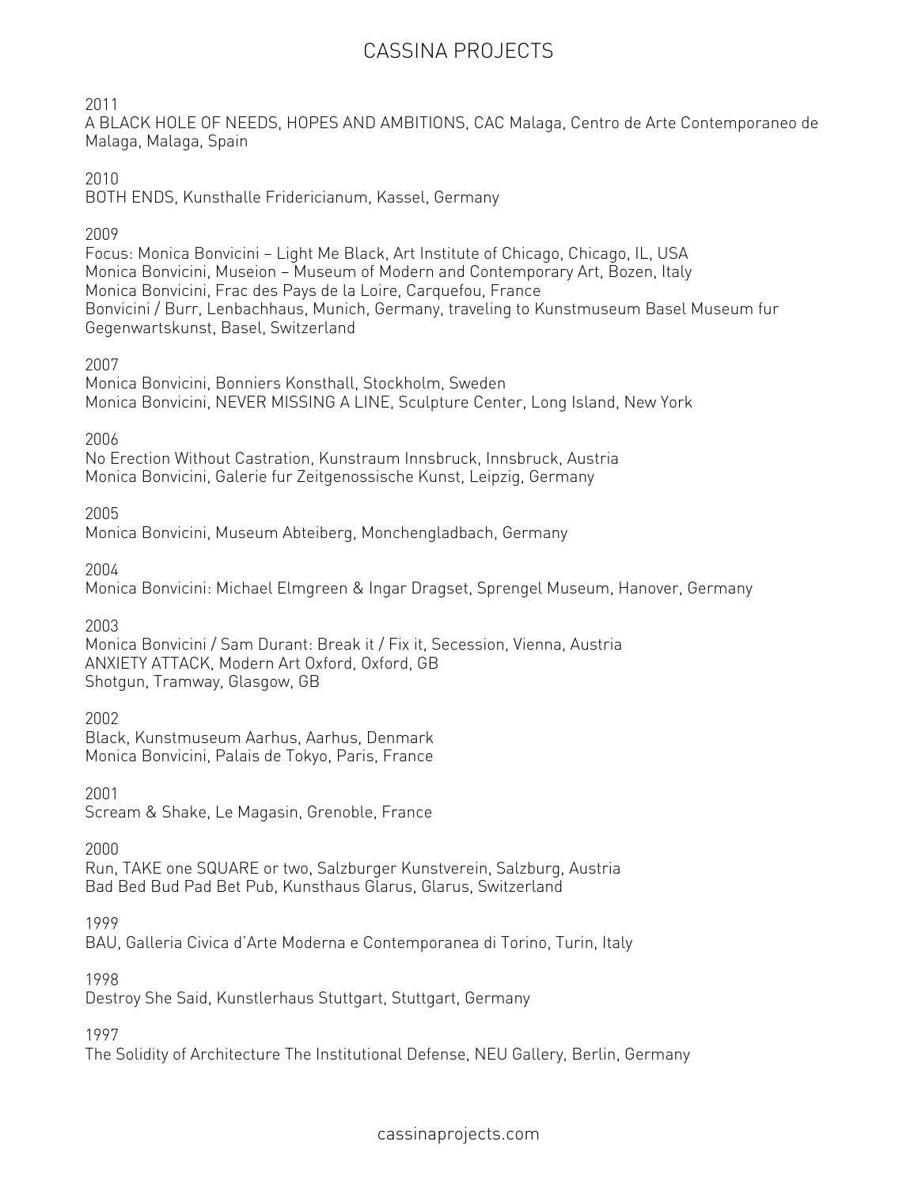2011
A BLACK HOLE OF NEEDS, HOPES AND AMBITIONS, CAC Malaga, Centro de Arte Contemporaneo de Malaga, Malaga, Spain

2010
BOTH ENDS, Kunsthalle Fridericianum, Kassel, Germany

2009
Focus: Monica Bonvicini – Light Me Black, Art Institute of Chicago, Chicago, IL, USA
Monica Bonvicini, Museion – Museum of Modern and Contemporary Art, Bozen, Italy
Monica Bonvicini, Frac des Pays de la Loire, Carquefou, France
Bonvicini / Burr, Lenbachhaus, Munich, Germany, traveling to Kunstmuseum Basel Museum fur Gegenwartskunst, Basel, Switzerland

2007
Monica Bonvicini, Bonniers Konsthall, Stockholm, Sweden
Monica Bonvicini, NEVER MISSING A LINE, Sculpture Center, Long Island, New York

2006
No Erection Without Castration, Kunstraum Innsbruck, Innsbruck, Austria
Monica Bonvicini, Galerie fur Zeitgenossische Kunst, Leipzig, Germany

2005
Monica Bonvicini, Museum Abteiberg, Monchengladbach, Germany

2004
Monica Bonvicini: Michael Elmgreen & Ingar Dragset, Sprengel Museum, Hanover, Germany

2003
Monica Bonvicini / Sam Durant: Break it / Fix it, Secession, Vienna, Austria
ANXIETY ATTACK, Modern Art Oxford, Oxford, GB
Shotgun, Tramway, Glasgow, GB

2002
Black, Kunstmuseum Aarhus, Aarhus, Denmark
Monica Bonvicini, Palais de Tokyo, Paris, France

2001
Scream & Shake, Le Magasin, Grenoble, France

2000
Run, TAKE one SQUARE or two, Salzburger Kunstverein, Salzburg, Austria
Bad Bed Bud Pad Bet Pub, Kunsthaus Glarus, Glarus, Switzerland

1999
BAU, Galleria Civica d'Arte Moderna e Contemporanea di Torino, Turin, Italy

1998
Destroy She Said, Kunstlerhaus Stuttgart, Stuttgart, Germany

1997
The Solidity of Architecture The Institutional Defense, NEU Gallery, Berlin, Germany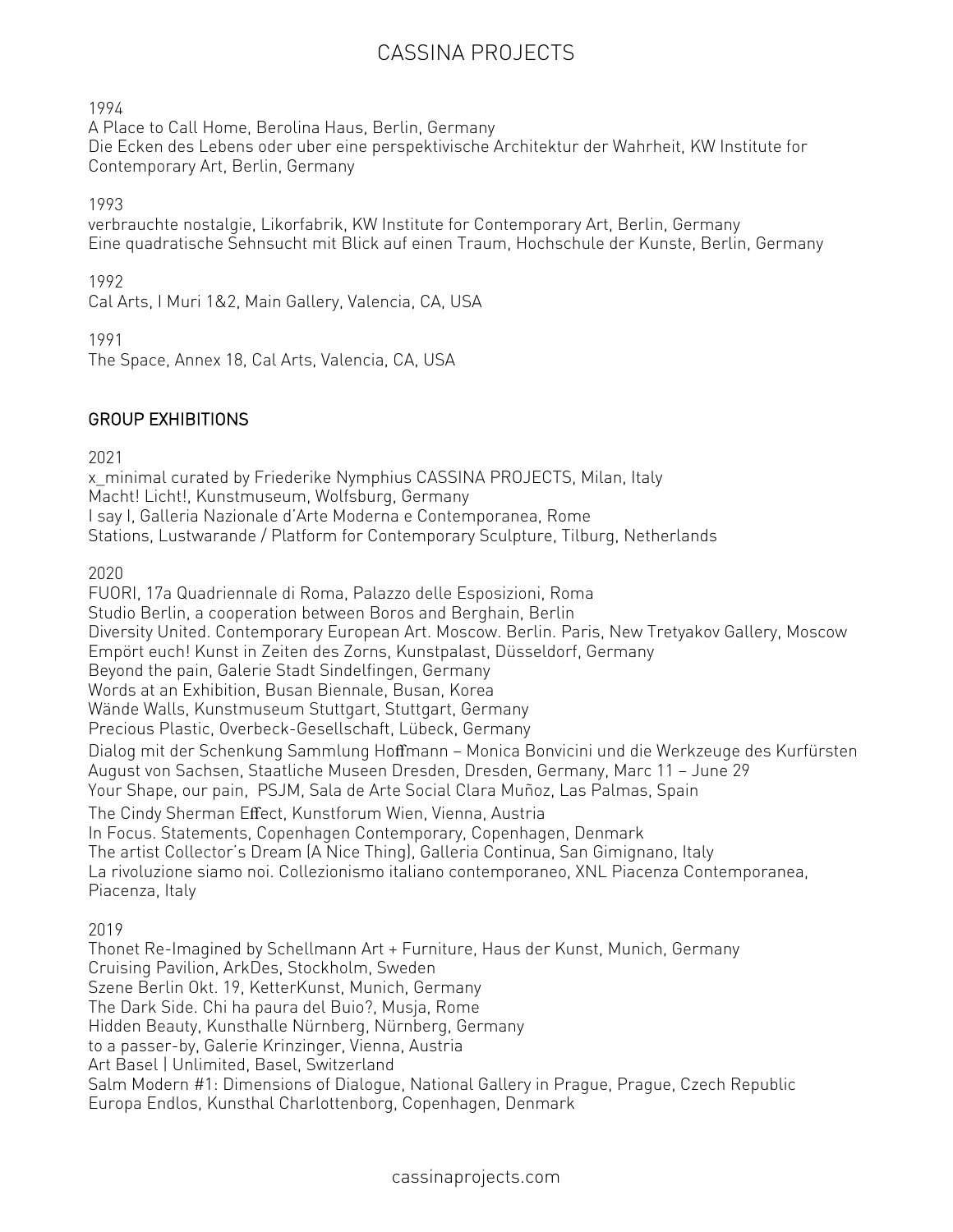1994
A Place to Call Home, Berolina Haus, Berlin, Germany
Die Ecken des Lebens oder uber eine perspektivische Architektur der Wahrheit, KW Institute for Contemporary Art, Berlin, Germany

1993
verbrauchte nostalgie, Likorfabrik, KW Institute for Contemporary Art, Berlin, Germany
Eine quadratische Sehnsucht mit Blick auf einen Traum, Hochschule der Kunste, Berlin, Germany

1992
Cal Arts, I Muri 1&2, Main Gallery, Valencia, CA, USA

1991
The Space, Annex 18, Cal Arts, Valencia, CA, USA

## GROUP EXHIBITIONS

2021
x_minimal curated by Friederike Nymphius CASSINA PROJECTS, Milan, Italy
Macht! Licht!, Kunstmuseum, Wolfsburg, Germany
I say I, Galleria Nazionale d'Arte Moderna e Contemporanea, Rome
Stations, Lustwarande / Platform for Contemporary Sculpture, Tilburg, Netherlands

2020
FUORI, 17a Quadriennale di Roma, Palazzo delle Esposizioni, Roma
Studio Berlin, a cooperation between Boros and Berghain, Berlin
Diversity United. Contemporary European Art. Moscow. Berlin. Paris, New Tretyakov Gallery, Moscow
Empört euch! Kunst in Zeiten des Zorns, Kunstpalast, Düsseldorf, Germany
Beyond the pain, Galerie Stadt Sindelfingen, Germany
Words at an Exhibition, Busan Biennale, Busan, Korea
Wände Walls, Kunstmuseum Stuttgart, Stuttgart, Germany
Precious Plastic, Overbeck-Gesellschaft, Lübeck, Germany
Dialog mit der Schenkung Sammlung Hoffmann – Monica Bonvicini und die Werkzeuge des Kurfürsten August von Sachsen, Staatliche Museen Dresden, Dresden, Germany, Marc 11 – June 29
Your Shape, our pain, PSJM, Sala de Arte Social Clara Muñoz, Las Palmas, Spain
The Cindy Sherman Effect, Kunstforum Wien, Vienna, Austria
In Focus. Statements, Copenhagen Contemporary, Copenhagen, Denmark
The artist Collector's Dream (A Nice Thing), Galleria Continua, San Gimignano, Italy
La rivoluzione siamo noi. Collezionismo italiano contemporaneo, XNL Piacenza Contemporanea, Piacenza, Italy

2019
Thonet Re-Imagined by Schellmann Art + Furniture, Haus der Kunst, Munich, Germany
Cruising Pavilion, ArkDes, Stockholm, Sweden
Szene Berlin Okt. 19, KetterKunst, Munich, Germany
The Dark Side. Chi ha paura del Buio?, Musja, Rome
Hidden Beauty, Kunsthalle Nürnberg, Nürnberg, Germany
to a passer-by, Galerie Krinzinger, Vienna, Austria
Art Basel | Unlimited, Basel, Switzerland
Salm Modern #1: Dimensions of Dialogue, National Gallery in Prague, Prague, Czech Republic
Europa Endlos, Kunsthal Charlottenborg, Copenhagen, Denmark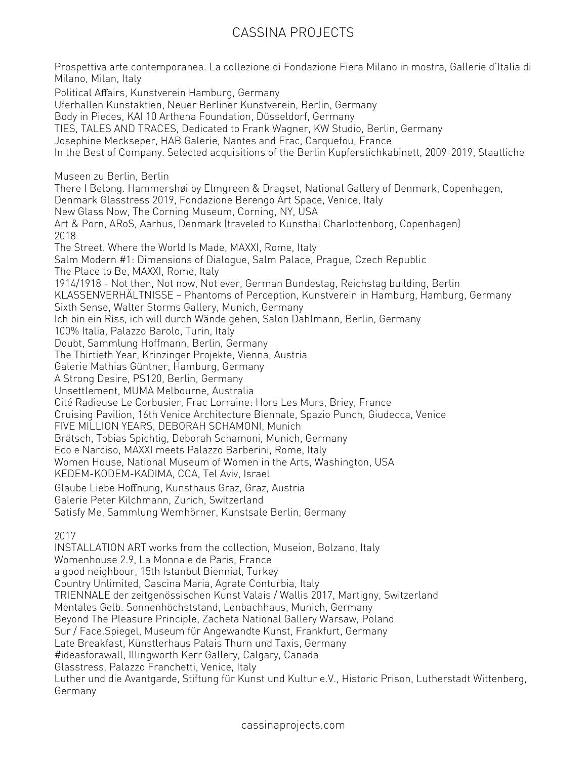Prospettiva arte contemporanea. La collezione di Fondazione Fiera Milano in mostra, Gallerie d'Italia di Milano, Milan, Italy
Political Affairs, Kunstverein Hamburg, Germany
Uferhallen Kunstaktien, Neuer Berliner Kunstverein, Berlin, Germany
Body in Pieces, KAI 10 Arthena Foundation, Düsseldorf, Germany
TIES, TALES AND TRACES, Dedicated to Frank Wagner, KW Studio, Berlin, Germany
Josephine Meckseper, HAB Galerie, Nantes and Frac, Carquefou, France
In the Best of Company. Selected acquisitions of the Berlin Kupferstichkabinett, 2009-2019, Staatliche

Museen zu Berlin, Berlin
There I Belong. Hammershøi by Elmgreen & Dragset, National Gallery of Denmark, Copenhagen, Denmark Glasstress 2019, Fondazione Berengo Art Space, Venice, Italy
New Glass Now, The Corning Museum, Corning, NY, USA
Art & Porn, ARoS, Aarhus, Denmark (traveled to Kunsthal Charlottenborg, Copenhagen)

2018

The Street. Where the World Is Made, MAXXI, Rome, Italy
Salm Modern #1: Dimensions of Dialogue, Salm Palace, Prague, Czech Republic
The Place to Be, MAXXI, Rome, Italy
1914/1918 - Not then, Not now, Not ever, German Bundestag, Reichstag building, Berlin
KLASSENVERHÄLTNISSE – Phantoms of Perception, Kunstverein in Hamburg, Hamburg, Germany
Sixth Sense, Walter Storms Gallery, Munich, Germany
Ich bin ein Riss, ich will durch Wände gehen, Salon Dahlmann, Berlin, Germany
100% Italia, Palazzo Barolo, Turin, Italy
Doubt, Sammlung Hoffmann, Berlin, Germany
The Thirtieth Year, Krinzinger Projekte, Vienna, Austria
Galerie Mathias Güntner, Hamburg, Germany
A Strong Desire, PS120, Berlin, Germany
Unsettlement, MUMA Melbourne, Australia
Cité Radieuse Le Corbusier, Frac Lorraine: Hors Les Murs, Briey, France
Cruising Pavilion, 16th Venice Architecture Biennale, Spazio Punch, Giudecca, Venice
FIVE MILLION YEARS, DEBORAH SCHAMONI, Munich
Brätsch, Tobias Spichtig, Deborah Schamoni, Munich, Germany
Eco e Narciso, MAXXI meets Palazzo Barberini, Rome, Italy
Women House, National Museum of Women in the Arts, Washington, USA
KEDEM-KODEM-KADIMA, CCA, Tel Aviv, Israel
Glaube Liebe Hoffnung, Kunsthaus Graz, Graz, Austria
Galerie Peter Kilchmann, Zurich, Switzerland
Satisfy Me, Sammlung Wemhörner, Kunstsale Berlin, Germany

2017

INSTALLATION ART works from the collection, Museion, Bolzano, Italy
Womenhouse 2.9, La Monnaie de Paris, France
a good neighbour, 15th Istanbul Biennial, Turkey
Country Unlimited, Cascina Maria, Agrate Conturbia, Italy
TRIENNALE der zeitgenössischen Kunst Valais / Wallis 2017, Martigny, Switzerland
Mentales Gelb. Sonnenhöchststand, Lenbachhaus, Munich, Germany
Beyond The Pleasure Principle, Zacheta National Gallery Warsaw, Poland
Sur / Face.Spiegel, Museum für Angewandte Kunst, Frankfurt, Germany
Late Breakfast, Künstlerhaus Palais Thurn und Taxis, Germany
#ideasforawall, Illingworth Kerr Gallery, Calgary, Canada
Glasstress, Palazzo Franchetti, Venice, Italy
Luther und die Avantgarde, Stiftung für Kunst und Kultur e.V., Historic Prison, Lutherstadt Wittenberg, Germany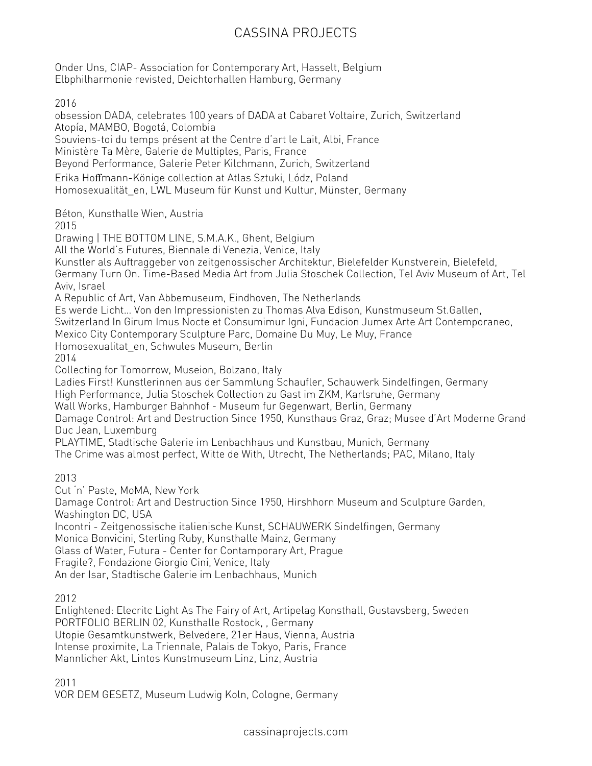Onder Uns, CIAP- Association for Contemporary Art, Hasselt, Belgium
Elbphilharmonie revisted, Deichtorhallen Hamburg, Germany

2016
obsession DADA, celebrates 100 years of DADA at Cabaret Voltaire, Zurich, Switzerland
Atopía, MAMBO, Bogotá, Colombia
Souviens-toi du temps présent at the Centre d'art le Lait, Albi, France
Ministère Ta Mère, Galerie de Multiples, Paris, France
Beyond Performance, Galerie Peter Kilchmann, Zurich, Switzerland
Erika Hoffmann-Könige collection at Atlas Sztuki, Lódz, Poland
Homosexualität_en, LWL Museum für Kunst und Kultur, Münster, Germany

Béton, Kunsthalle Wien, Austria
2015
Drawing | THE BOTTOM LINE, S.M.A.K., Ghent, Belgium
All the World's Futures, Biennale di Venezia, Venice, Italy
Kunstler als Auftraggeber von zeitgenossischer Architektur, Bielefelder Kunstverein, Bielefeld, Germany Turn On. Time-Based Media Art from Julia Stoschek Collection, Tel Aviv Museum of Art, Tel Aviv, Israel
A Republic of Art, Van Abbemuseum, Eindhoven, The Netherlands
Es werde Licht... Von den Impressionisten zu Thomas Alva Edison, Kunstmuseum St.Gallen, Switzerland In Girum Imus Nocte et Consumimur Igni, Fundacion Jumex Arte Art Contemporaneo, Mexico City Contemporary Sculpture Parc, Domaine Du Muy, Le Muy, France
Homosexualitat_en, Schwules Museum, Berlin
2014
Collecting for Tomorrow, Museion, Bolzano, Italy
Ladies First! Kunstlerinnen aus der Sammlung Schaufler, Schauwerk Sindelfingen, Germany
High Performance, Julia Stoschek Collection zu Gast im ZKM, Karlsruhe, Germany
Wall Works, Hamburger Bahnhof - Museum fur Gegenwart, Berlin, Germany
Damage Control: Art and Destruction Since 1950, Kunsthaus Graz, Graz; Musee d'Art Moderne Grand-Duc Jean, Luxemburg
PLAYTIME, Stadtische Galerie im Lenbachhaus und Kunstbau, Munich, Germany
The Crime was almost perfect, Witte de With, Utrecht, The Netherlands; PAC, Milano, Italy

2013
Cut 'n' Paste, MoMA, New York
Damage Control: Art and Destruction Since 1950, Hirshhorn Museum and Sculpture Garden, Washington DC, USA
Incontri - Zeitgenossische italienische Kunst, SCHAUWERK Sindelfingen, Germany
Monica Bonvicini, Sterling Ruby, Kunsthalle Mainz, Germany
Glass of Water, Futura - Center for Contamporary Art, Prague
Fragile?, Fondazione Giorgio Cini, Venice, Italy
An der Isar, Stadtische Galerie im Lenbachhaus, Munich

2012
Enlightened: Elecritc Light As The Fairy of Art, Artipelag Konsthall, Gustavsberg, Sweden
PORTFOLIO BERLIN 02, Kunsthalle Rostock, , Germany
Utopie Gesamtkunstwerk, Belvedere, 21er Haus, Vienna, Austria
Intense proximite, La Triennale, Palais de Tokyo, Paris, France
Mannlicher Akt, Lintos Kunstmuseum Linz, Linz, Austria

2011
VOR DEM GESETZ, Museum Ludwig Koln, Cologne, Germany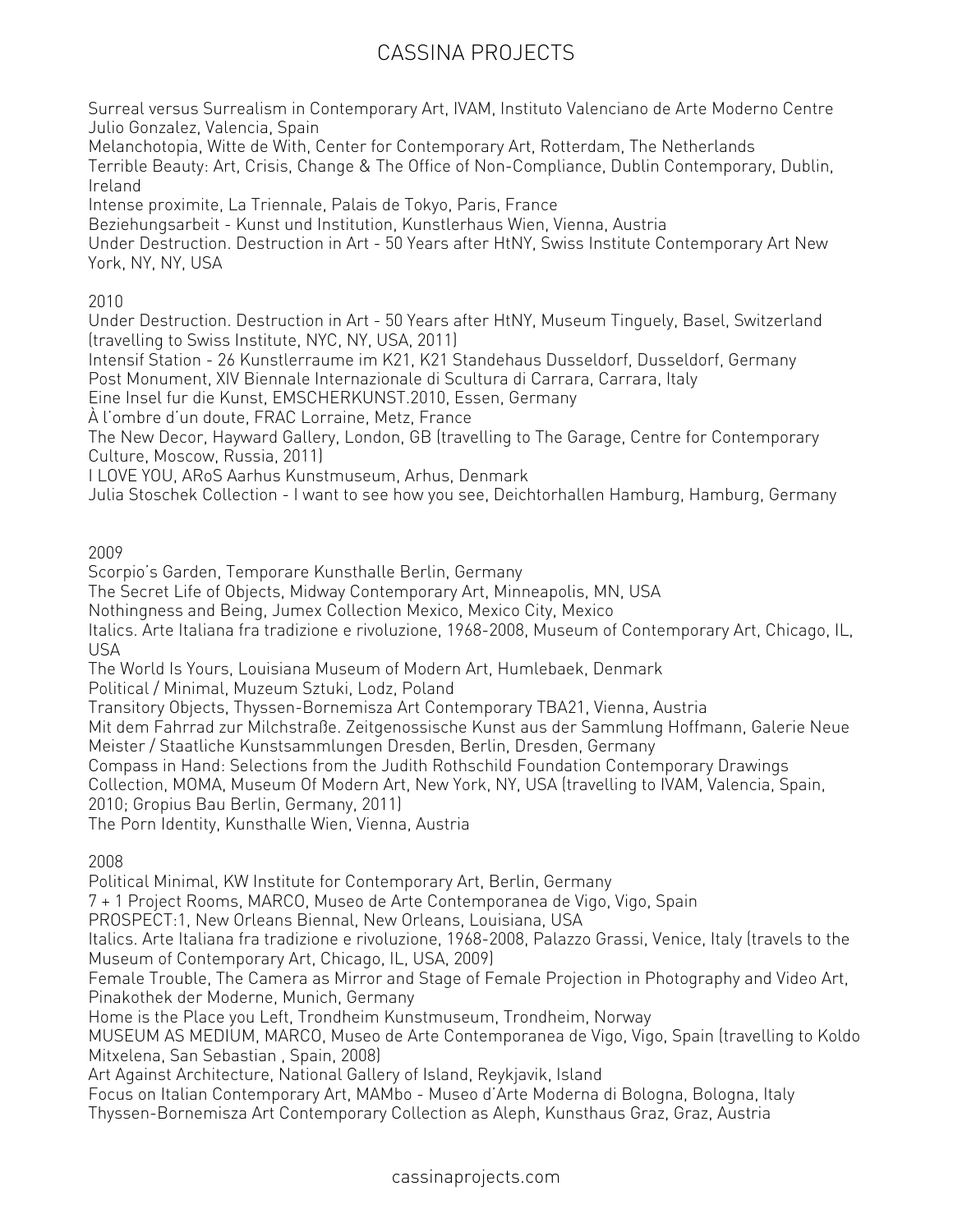Surreal versus Surrealism in Contemporary Art, IVAM, Instituto Valenciano de Arte Moderno Centre Julio Gonzalez, Valencia, Spain
Melanchotopia, Witte de With, Center for Contemporary Art, Rotterdam, The Netherlands
Terrible Beauty: Art, Crisis, Change & The Office of Non-Compliance, Dublin Contemporary, Dublin, Ireland
Intense proximite, La Triennale, Palais de Tokyo, Paris, France
Beziehungsarbeit - Kunst und Institution, Kunstlerhaus Wien, Vienna, Austria
Under Destruction. Destruction in Art - 50 Years after HtNY, Swiss Institute Contemporary Art New York, NY, NY, USA

2010
Under Destruction. Destruction in Art - 50 Years after HtNY, Museum Tinguely, Basel, Switzerland (travelling to Swiss Institute, NYC, NY, USA, 2011)
Intensif Station - 26 Kunstlerraume im K21, K21 Standehaus Dusseldorf, Dusseldorf, Germany
Post Monument, XIV Biennale Internazionale di Scultura di Carrara, Carrara, Italy
Eine Insel fur die Kunst, EMSCHERKUNST.2010, Essen, Germany
À l'ombre d'un doute, FRAC Lorraine, Metz, France
The New Decor, Hayward Gallery, London, GB (travelling to The Garage, Centre for Contemporary Culture, Moscow, Russia, 2011)
I LOVE YOU, ARoS Aarhus Kunstmuseum, Arhus, Denmark
Julia Stoschek Collection - I want to see how you see, Deichtorhallen Hamburg, Hamburg, Germany

2009
Scorpio's Garden, Temporare Kunsthalle Berlin, Germany
The Secret Life of Objects, Midway Contemporary Art, Minneapolis, MN, USA
Nothingness and Being, Jumex Collection Mexico, Mexico City, Mexico
Italics. Arte Italiana fra tradizione e rivoluzione, 1968-2008, Museum of Contemporary Art, Chicago, IL, USA
The World Is Yours, Louisiana Museum of Modern Art, Humlebaek, Denmark
Political / Minimal, Muzeum Sztuki, Lodz, Poland
Transitory Objects, Thyssen-Bornemisza Art Contemporary TBA21, Vienna, Austria
Mit dem Fahrrad zur Milchstraße. Zeitgenossische Kunst aus der Sammlung Hoffmann, Galerie Neue Meister / Staatliche Kunstsammlungen Dresden, Berlin, Dresden, Germany
Compass in Hand: Selections from the Judith Rothschild Foundation Contemporary Drawings Collection, MOMA, Museum Of Modern Art, New York, NY, USA (travelling to IVAM, Valencia, Spain, 2010; Gropius Bau Berlin, Germany, 2011)
The Porn Identity, Kunsthalle Wien, Vienna, Austria

2008
Political Minimal, KW Institute for Contemporary Art, Berlin, Germany
7 + 1 Project Rooms, MARCO, Museo de Arte Contemporanea de Vigo, Vigo, Spain
PROSPECT:1, New Orleans Biennal, New Orleans, Louisiana, USA
Italics. Arte Italiana fra tradizione e rivoluzione, 1968-2008, Palazzo Grassi, Venice, Italy (travels to the Museum of Contemporary Art, Chicago, IL, USA, 2009)
Female Trouble, The Camera as Mirror and Stage of Female Projection in Photography and Video Art, Pinakothek der Moderne, Munich, Germany
Home is the Place you Left, Trondheim Kunstmuseum, Trondheim, Norway
MUSEUM AS MEDIUM, MARCO, Museo de Arte Contemporanea de Vigo, Vigo, Spain (travelling to Koldo Mitxelena, San Sebastian , Spain, 2008)
Art Against Architecture, National Gallery of Island, Reykjavik, Island
Focus on Italian Contemporary Art, MAMbo - Museo d'Arte Moderna di Bologna, Bologna, Italy
Thyssen-Bornemisza Art Contemporary Collection as Aleph, Kunsthaus Graz, Graz, Austria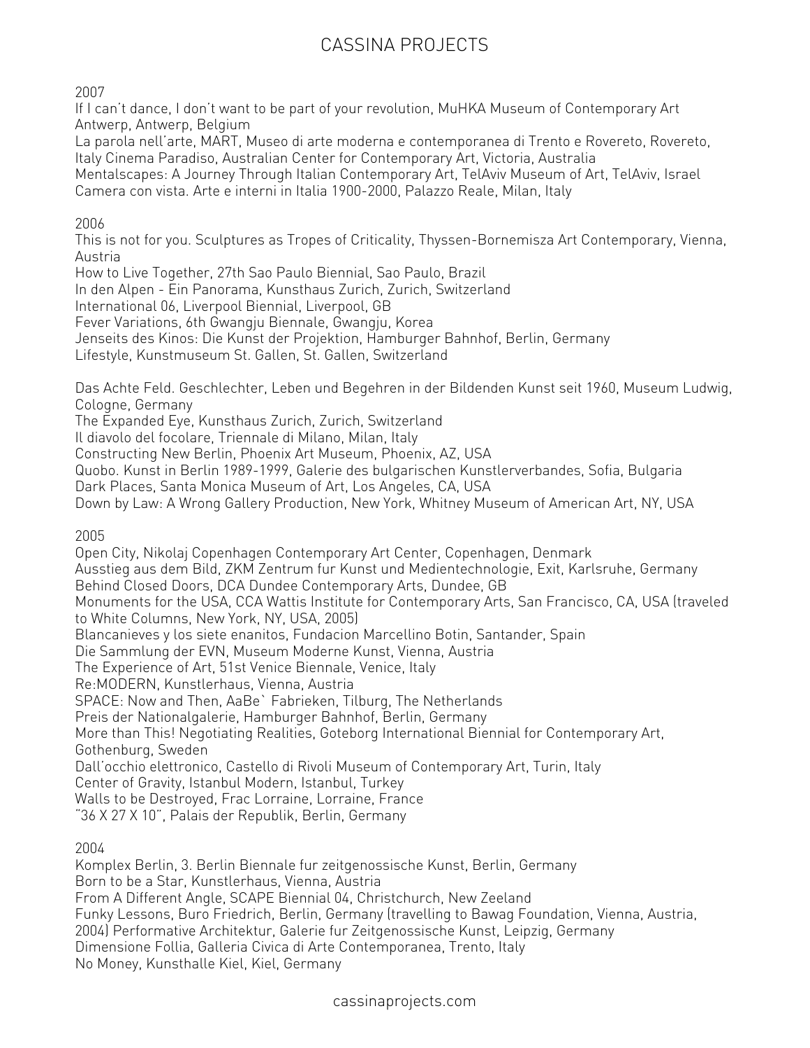2007

If I can't dance, I don't want to be part of your revolution, MuHKA Museum of Contemporary Art Antwerp, Antwerp, Belgium
La parola nell'arte, MART, Museo di arte moderna e contemporanea di Trento e Rovereto, Rovereto, Italy Cinema Paradiso, Australian Center for Contemporary Art, Victoria, Australia
Mentalscapes: A Journey Through Italian Contemporary Art, TelAviv Museum of Art, TelAviv, Israel
Camera con vista. Arte e interni in Italia 1900-2000, Palazzo Reale, Milan, Italy

2006

This is not for you. Sculptures as Tropes of Criticality, Thyssen-Bornemisza Art Contemporary, Vienna, Austria
How to Live Together, 27th Sao Paulo Biennial, Sao Paulo, Brazil
In den Alpen - Ein Panorama, Kunsthaus Zurich, Zurich, Switzerland
International 06, Liverpool Biennial, Liverpool, GB
Fever Variations, 6th Gwangju Biennale, Gwangju, Korea
Jenseits des Kinos: Die Kunst der Projektion, Hamburger Bahnhof, Berlin, Germany
Lifestyle, Kunstmuseum St. Gallen, St. Gallen, Switzerland

Das Achte Feld. Geschlechter, Leben und Begehren in der Bildenden Kunst seit 1960, Museum Ludwig, Cologne, Germany
The Expanded Eye, Kunsthaus Zurich, Zurich, Switzerland
Il diavolo del focolare, Triennale di Milano, Milan, Italy
Constructing New Berlin, Phoenix Art Museum, Phoenix, AZ, USA
Quobo. Kunst in Berlin 1989-1999, Galerie des bulgarischen Kunstlerverbandes, Sofia, Bulgaria
Dark Places, Santa Monica Museum of Art, Los Angeles, CA, USA
Down by Law: A Wrong Gallery Production, New York, Whitney Museum of American Art, NY, USA

2005

Open City, Nikolaj Copenhagen Contemporary Art Center, Copenhagen, Denmark
Ausstieg aus dem Bild, ZKM Zentrum fur Kunst und Medientechnologie, Exit, Karlsruhe, Germany
Behind Closed Doors, DCA Dundee Contemporary Arts, Dundee, GB
Monuments for the USA, CCA Wattis Institute for Contemporary Arts, San Francisco, CA, USA (traveled to White Columns, New York, NY, USA, 2005)
Blancanieves y los siete enanitos, Fundacion Marcellino Botin, Santander, Spain
Die Sammlung der EVN, Museum Moderne Kunst, Vienna, Austria
The Experience of Art, 51st Venice Biennale, Venice, Italy
Re:MODERN, Kunstlerhaus, Vienna, Austria
SPACE: Now and Then, AaBe` Fabrieken, Tilburg, The Netherlands
Preis der Nationalgalerie, Hamburger Bahnhof, Berlin, Germany
More than This! Negotiating Realities, Goteborg International Biennial for Contemporary Art, Gothenburg, Sweden
Dall'occhio elettronico, Castello di Rivoli Museum of Contemporary Art, Turin, Italy
Center of Gravity, Istanbul Modern, Istanbul, Turkey
Walls to be Destroyed, Frac Lorraine, Lorraine, France
"36 X 27 X 10", Palais der Republik, Berlin, Germany

2004

Komplex Berlin, 3. Berlin Biennale fur zeitgenossische Kunst, Berlin, Germany
Born to be a Star, Kunstlerhaus, Vienna, Austria
From A Different Angle, SCAPE Biennial 04, Christchurch, New Zeeland
Funky Lessons, Buro Friedrich, Berlin, Germany (travelling to Bawag Foundation, Vienna, Austria, 2004) Performative Architektur, Galerie fur Zeitgenossische Kunst, Leipzig, Germany
Dimensione Follia, Galleria Civica di Arte Contemporanea, Trento, Italy
No Money, Kunsthalle Kiel, Kiel, Germany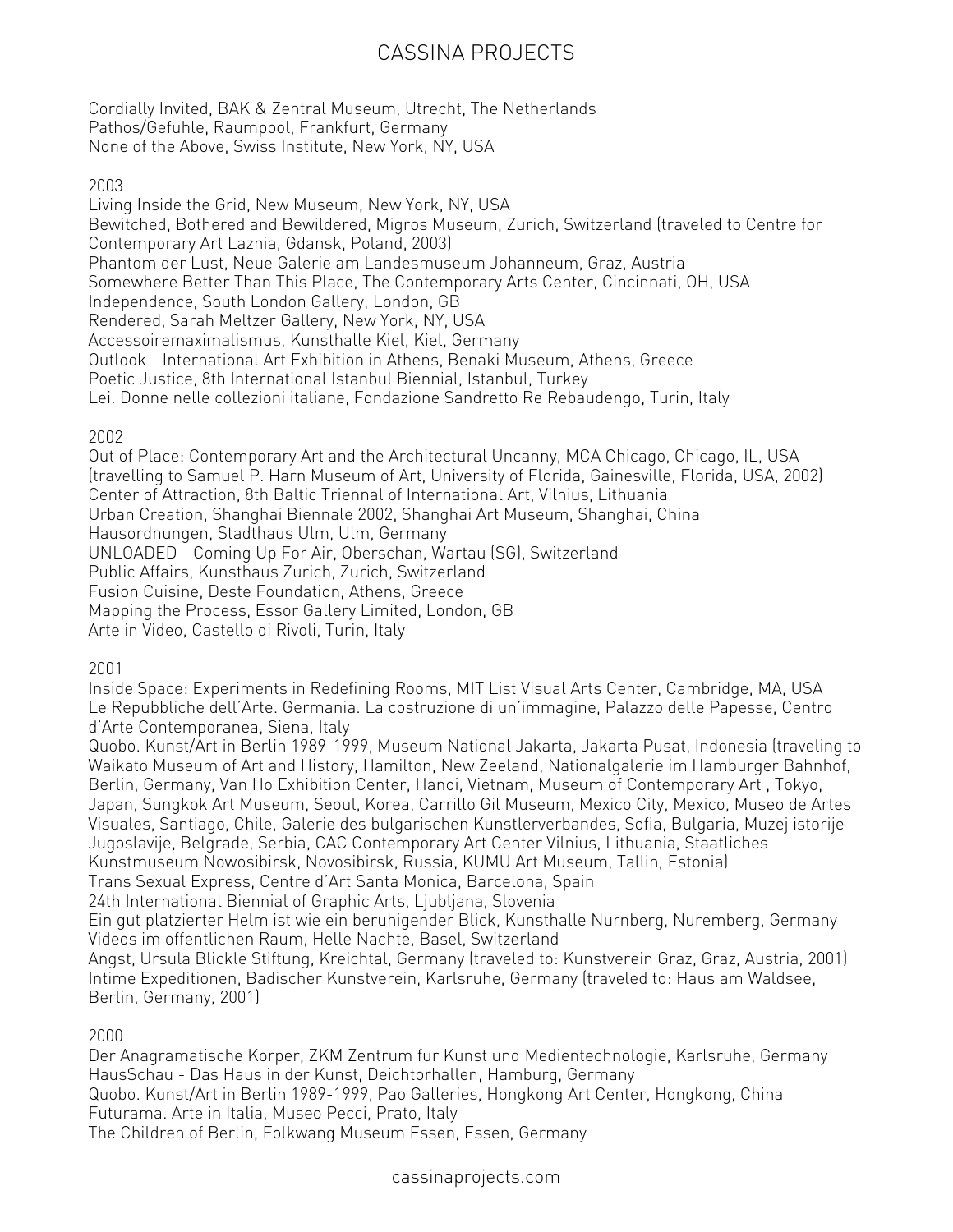Cordially Invited, BAK & Zentral Museum, Utrecht, The Netherlands
Pathos/Gefuhle, Raumpool, Frankfurt, Germany
None of the Above, Swiss Institute, New York, NY, USA

2003
Living Inside the Grid, New Museum, New York, NY, USA
Bewitched, Bothered and Bewildered, Migros Museum, Zurich, Switzerland (traveled to Centre for Contemporary Art Laznia, Gdansk, Poland, 2003)
Phantom der Lust, Neue Galerie am Landesmuseum Johanneum, Graz, Austria
Somewhere Better Than This Place, The Contemporary Arts Center, Cincinnati, OH, USA
Independence, South London Gallery, London, GB
Rendered, Sarah Meltzer Gallery, New York, NY, USA
Accessoiremaximalismus, Kunsthalle Kiel, Kiel, Germany
Outlook - International Art Exhibition in Athens, Benaki Museum, Athens, Greece
Poetic Justice, 8th International Istanbul Biennial, Istanbul, Turkey
Lei. Donne nelle collezioni italiane, Fondazione Sandretto Re Rebaudengo, Turin, Italy

2002
Out of Place: Contemporary Art and the Architectural Uncanny, MCA Chicago, Chicago, IL, USA (travelling to Samuel P. Harn Museum of Art, University of Florida, Gainesville, Florida, USA, 2002)
Center of Attraction, 8th Baltic Triennal of International Art, Vilnius, Lithuania
Urban Creation, Shanghai Biennale 2002, Shanghai Art Museum, Shanghai, China
Hausordnungen, Stadthaus Ulm, Ulm, Germany
UNLOADED - Coming Up For Air, Oberschan, Wartau (SG), Switzerland
Public Affairs, Kunsthaus Zurich, Zurich, Switzerland
Fusion Cuisine, Deste Foundation, Athens, Greece
Mapping the Process, Essor Gallery Limited, London, GB
Arte in Video, Castello di Rivoli, Turin, Italy

2001
Inside Space: Experiments in Redefining Rooms, MIT List Visual Arts Center, Cambridge, MA, USA
Le Repubbliche dell'Arte. Germania. La costruzione di un'immagine, Palazzo delle Papesse, Centro d'Arte Contemporanea, Siena, Italy
Quobo. Kunst/Art in Berlin 1989-1999, Museum National Jakarta, Jakarta Pusat, Indonesia (traveling to Waikato Museum of Art and History, Hamilton, New Zeeland, Nationalgalerie im Hamburger Bahnhof, Berlin, Germany, Van Ho Exhibition Center, Hanoi, Vietnam, Museum of Contemporary Art , Tokyo, Japan, Sungkok Art Museum, Seoul, Korea, Carrillo Gil Museum, Mexico City, Mexico, Museo de Artes Visuales, Santiago, Chile, Galerie des bulgarischen Kunstlerverbandes, Sofia, Bulgaria, Muzej istorije Jugoslavije, Belgrade, Serbia, CAC Contemporary Art Center Vilnius, Lithuania, Staatliches Kunstmuseum Nowosibirsk, Novosibirsk, Russia, KUMU Art Museum, Tallin, Estonia)
Trans Sexual Express, Centre d'Art Santa Monica, Barcelona, Spain
24th International Biennial of Graphic Arts, Ljubljana, Slovenia
Ein gut platzierter Helm ist wie ein beruhigender Blick, Kunsthalle Nurnberg, Nuremberg, Germany
Videos im offentlichen Raum, Helle Nachte, Basel, Switzerland
Angst, Ursula Blickle Stiftung, Kreichtal, Germany (traveled to: Kunstverein Graz, Graz, Austria, 2001)
Intime Expeditionen, Badischer Kunstverein, Karlsruhe, Germany (traveled to: Haus am Waldsee, Berlin, Germany, 2001)

2000
Der Anagramatische Korper, ZKM Zentrum fur Kunst und Medientechnologie, Karlsruhe, Germany
HausSchau - Das Haus in der Kunst, Deichtorhallen, Hamburg, Germany
Quobo. Kunst/Art in Berlin 1989-1999, Pao Galleries, Hongkong Art Center, Hongkong, China
Futurama. Arte in Italia, Museo Pecci, Prato, Italy
The Children of Berlin, Folkwang Museum Essen, Essen, Germany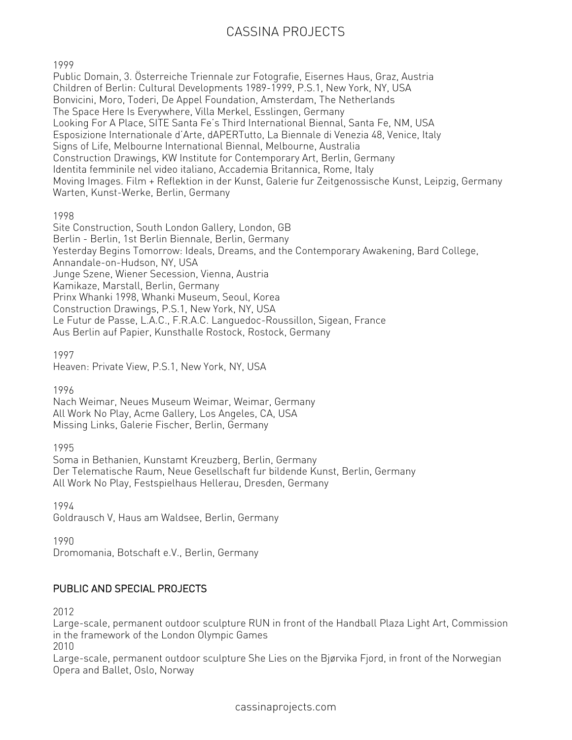1999
Public Domain, 3. Österreiche Triennale zur Fotografie, Eisernes Haus, Graz, Austria
Children of Berlin: Cultural Developments 1989-1999, P.S.1, New York, NY, USA
Bonvicini, Moro, Toderi, De Appel Foundation, Amsterdam, The Netherlands
The Space Here Is Everywhere, Villa Merkel, Esslingen, Germany
Looking For A Place, SITE Santa Fe´s Third International Biennal, Santa Fe, NM, USA
Esposizione Internationale d´Arte, dAPERTutto, La Biennale di Venezia 48, Venice, Italy
Signs of Life, Melbourne International Biennal, Melbourne, Australia
Construction Drawings, KW Institute for Contemporary Art, Berlin, Germany
Identita femminile nel video italiano, Accademia Britannica, Rome, Italy
Moving Images. Film + Reflektion in der Kunst, Galerie fur Zeitgenossische Kunst, Leipzig, Germany
Warten, Kunst-Werke, Berlin, Germany

1998
Site Construction, South London Gallery, London, GB
Berlin - Berlin, 1st Berlin Biennale, Berlin, Germany
Yesterday Begins Tomorrow: Ideals, Dreams, and the Contemporary Awakening, Bard College, Annandale-on-Hudson, NY, USA
Junge Szene, Wiener Secession, Vienna, Austria
Kamikaze, Marstall, Berlin, Germany
Prinx Whanki 1998, Whanki Museum, Seoul, Korea
Construction Drawings, P.S.1, New York, NY, USA
Le Futur de Passe, L.A.C., F.R.A.C. Languedoc-Roussillon, Sigean, France
Aus Berlin auf Papier, Kunsthalle Rostock, Rostock, Germany

1997
Heaven: Private View, P.S.1, New York, NY, USA

1996
Nach Weimar, Neues Museum Weimar, Weimar, Germany
All Work No Play, Acme Gallery, Los Angeles, CA, USA
Missing Links, Galerie Fischer, Berlin, Germany

1995
Soma in Bethanien, Kunstamt Kreuzberg, Berlin, Germany
Der Telematische Raum, Neue Gesellschaft fur bildende Kunst, Berlin, Germany
All Work No Play, Festspielhaus Hellerau, Dresden, Germany

1994
Goldrausch V, Haus am Waldsee, Berlin, Germany

1990
Dromomania, Botschaft e.V., Berlin, Germany

## PUBLIC AND SPECIAL PROJECTS

2012
Large-scale, permanent outdoor sculpture RUN in front of the Handball Plaza Light Art, Commission in the framework of the London Olympic Games
2010
Large-scale, permanent outdoor sculpture She Lies on the Bjørvika Fjord, in front of the Norwegian Opera and Ballet, Oslo, Norway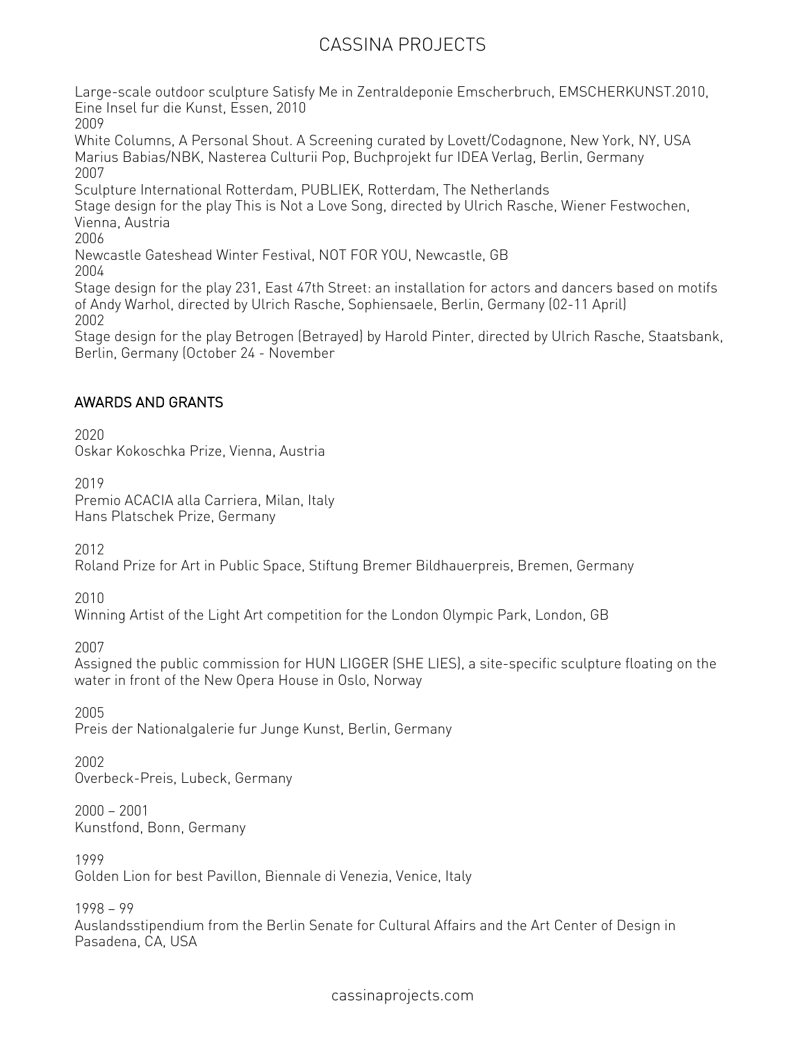Large-scale outdoor sculpture Satisfy Me in Zentraldeponie Emscherbruch, EMSCHERKUNST.2010, Eine Insel fur die Kunst, Essen, 2010

2009

White Columns, A Personal Shout. A Screening curated by Lovett/Codagnone, New York, NY, USA

Marius Babias/NBK, Nasterea Culturii Pop, Buchprojekt fur IDEA Verlag, Berlin, Germany

2007

Sculpture International Rotterdam, PUBLIEK, Rotterdam, The Netherlands

Stage design for the play This is Not a Love Song, directed by Ulrich Rasche, Wiener Festwochen, Vienna, Austria

2006

Newcastle Gateshead Winter Festival, NOT FOR YOU, Newcastle, GB

2004

Stage design for the play 231, East 47th Street: an installation for actors and dancers based on motifs of Andy Warhol, directed by Ulrich Rasche, Sophiensaele, Berlin, Germany (02-11 April)

2002

Stage design for the play Betrogen (Betrayed) by Harold Pinter, directed by Ulrich Rasche, Staatsbank, Berlin, Germany (October 24 - November

## AWARDS AND GRANTS

2020

Oskar Kokoschka Prize, Vienna, Austria

2019

Premio ACACIA alla Carriera, Milan, Italy

Hans Platschek Prize, Germany

2012

Roland Prize for Art in Public Space, Stiftung Bremer Bildhauerpreis, Bremen, Germany

2010

Winning Artist of the Light Art competition for the London Olympic Park, London, GB

2007

Assigned the public commission for HUN LIGGER (SHE LIES), a site-specific sculpture floating on the water in front of the New Opera House in Oslo, Norway

2005

Preis der Nationalgalerie fur Junge Kunst, Berlin, Germany

2002

Overbeck-Preis, Lubeck, Germany

2000 – 2001

Kunstfond, Bonn, Germany

1999

Golden Lion for best Pavillon, Biennale di Venezia, Venice, Italy

1998 – 99

Auslandsstipendium from the Berlin Senate for Cultural Affairs and the Art Center of Design in Pasadena, CA, USA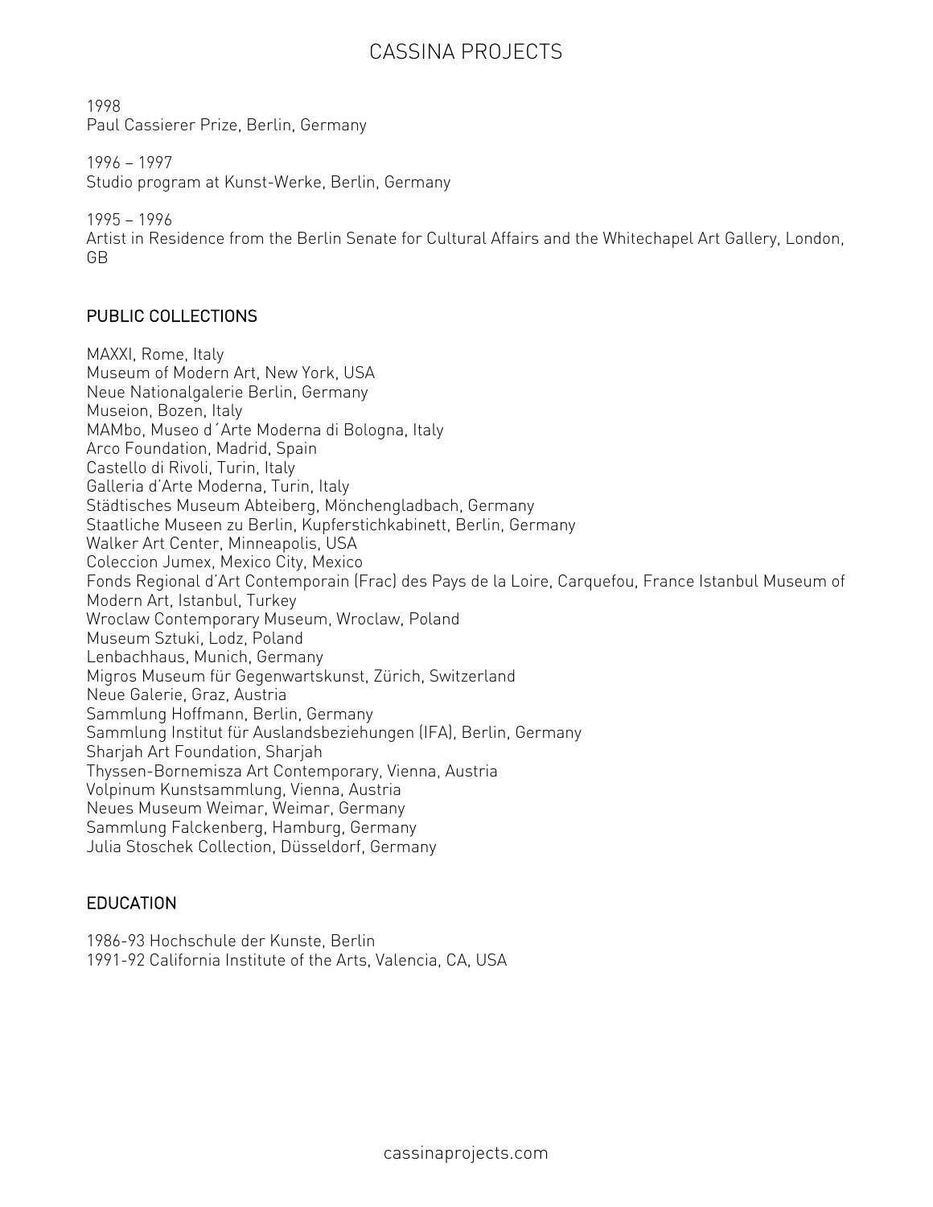1998
Paul Cassierer Prize, Berlin, Germany

1996 – 1997
Studio program at Kunst-Werke, Berlin, Germany

1995 – 1996
Artist in Residence from the Berlin Senate for Cultural Affairs and the Whitechapel Art Gallery, London, GB

## PUBLIC COLLECTIONS

MAXXI, Rome, Italy
Museum of Modern Art, New York, USA
Neue Nationalgalerie Berlin, Germany
Museion, Bozen, Italy
MAMbo, Museo d´Arte Moderna di Bologna, Italy
Arco Foundation, Madrid, Spain
Castello di Rivoli, Turin, Italy
Galleria d'Arte Moderna, Turin, Italy
Städtisches Museum Abteiberg, Mönchengladbach, Germany
Staatliche Museen zu Berlin, Kupferstichkabinett, Berlin, Germany
Walker Art Center, Minneapolis, USA
Coleccion Jumex, Mexico City, Mexico
Fonds Regional d´Art Contemporain (Frac) des Pays de la Loire, Carquefou, France Istanbul Museum of Modern Art, Istanbul, Turkey
Wroclaw Contemporary Museum, Wroclaw, Poland
Museum Sztuki, Lodz, Poland
Lenbachhaus, Munich, Germany
Migros Museum für Gegenwartskunst, Zürich, Switzerland
Neue Galerie, Graz, Austria
Sammlung Hoffmann, Berlin, Germany
Sammlung Institut für Auslandsbeziehungen (IFA), Berlin, Germany
Sharjah Art Foundation, Sharjah
Thyssen-Bornemisza Art Contemporary, Vienna, Austria
Volpinum Kunstsammlung, Vienna, Austria
Neues Museum Weimar, Weimar, Germany
Sammlung Falckenberg, Hamburg, Germany
Julia Stoschek Collection, Düsseldorf, Germany

## EDUCATION

1986-93 Hochschule der Kunste, Berlin
1991-92 California Institute of the Arts, Valencia, CA, USA